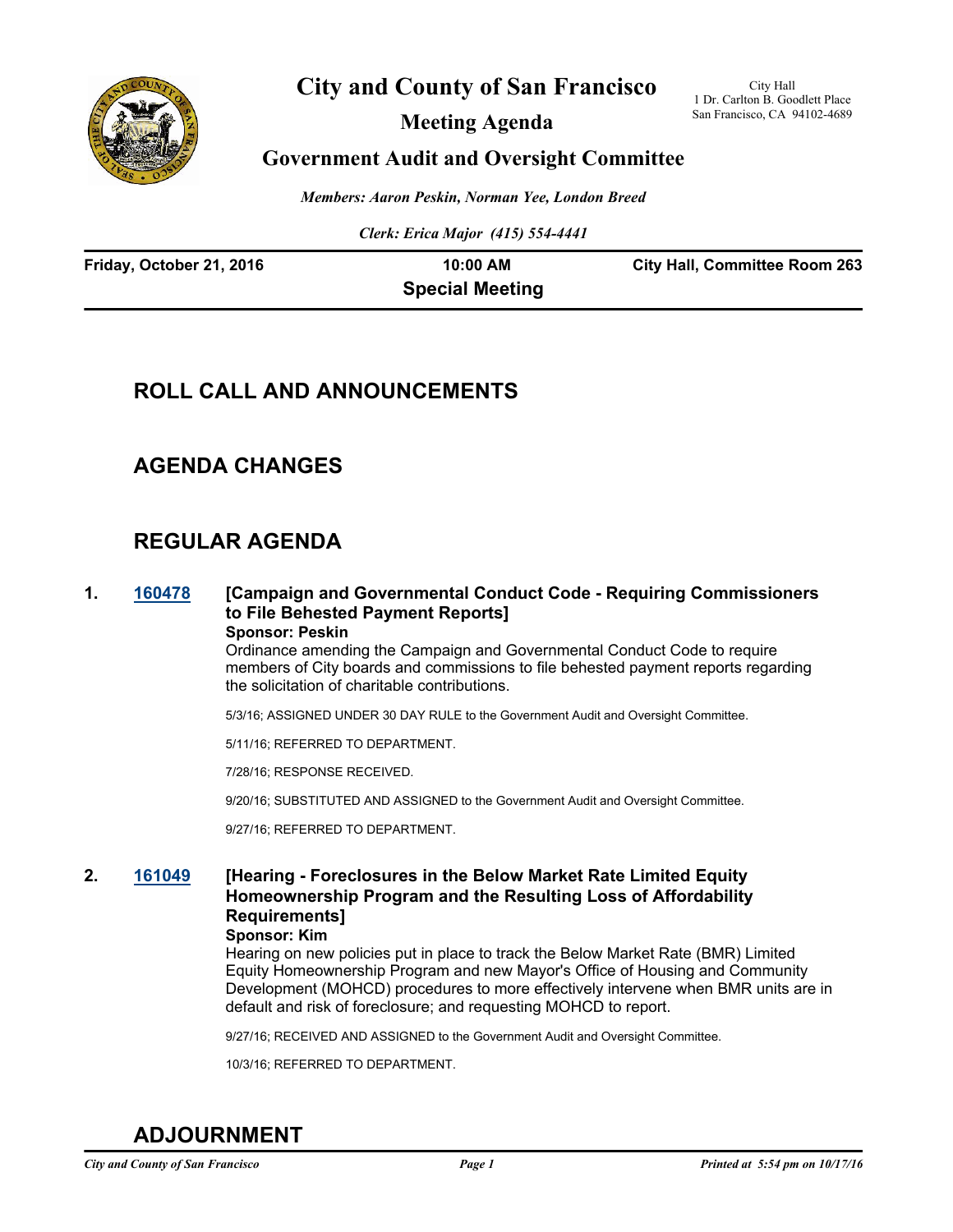# City and County of San Francisco

City Hall
1 Dr. Carlton B. Goodlett Place
San Francisco, CA 94102-4689

## Meeting Agenda

## Government Audit and Oversight Committee

*Members: Aaron Peskin, Norman Yee, London Breed*

*Clerk: Erica Major (415) 554-4441*

**Friday, October 21, 2016** | **10:00 AM** | **City Hall, Committee Room 263**

**Special Meeting**

## ROLL CALL AND ANNOUNCEMENTS

## AGENDA CHANGES

## REGULAR AGENDA

**1. 160478 [Campaign and Governmental Conduct Code - Requiring Commissioners to File Behested Payment Reports]**

**Sponsor: Peskin**

Ordinance amending the Campaign and Governmental Conduct Code to require members of City boards and commissions to file behested payment reports regarding the solicitation of charitable contributions.

5/3/16; ASSIGNED UNDER 30 DAY RULE to the Government Audit and Oversight Committee.

5/11/16; REFERRED TO DEPARTMENT.

7/28/16; RESPONSE RECEIVED.

9/20/16; SUBSTITUTED AND ASSIGNED to the Government Audit and Oversight Committee.

9/27/16; REFERRED TO DEPARTMENT.

**2. 161049 [Hearing - Foreclosures in the Below Market Rate Limited Equity Homeownership Program and the Resulting Loss of Affordability Requirements]**

**Sponsor: Kim**

Hearing on new policies put in place to track the Below Market Rate (BMR) Limited Equity Homeownership Program and new Mayor's Office of Housing and Community Development (MOHCD) procedures to more effectively intervene when BMR units are in default and risk of foreclosure; and requesting MOHCD to report.

9/27/16; RECEIVED AND ASSIGNED to the Government Audit and Oversight Committee.

10/3/16; REFERRED TO DEPARTMENT.

## ADJOURNMENT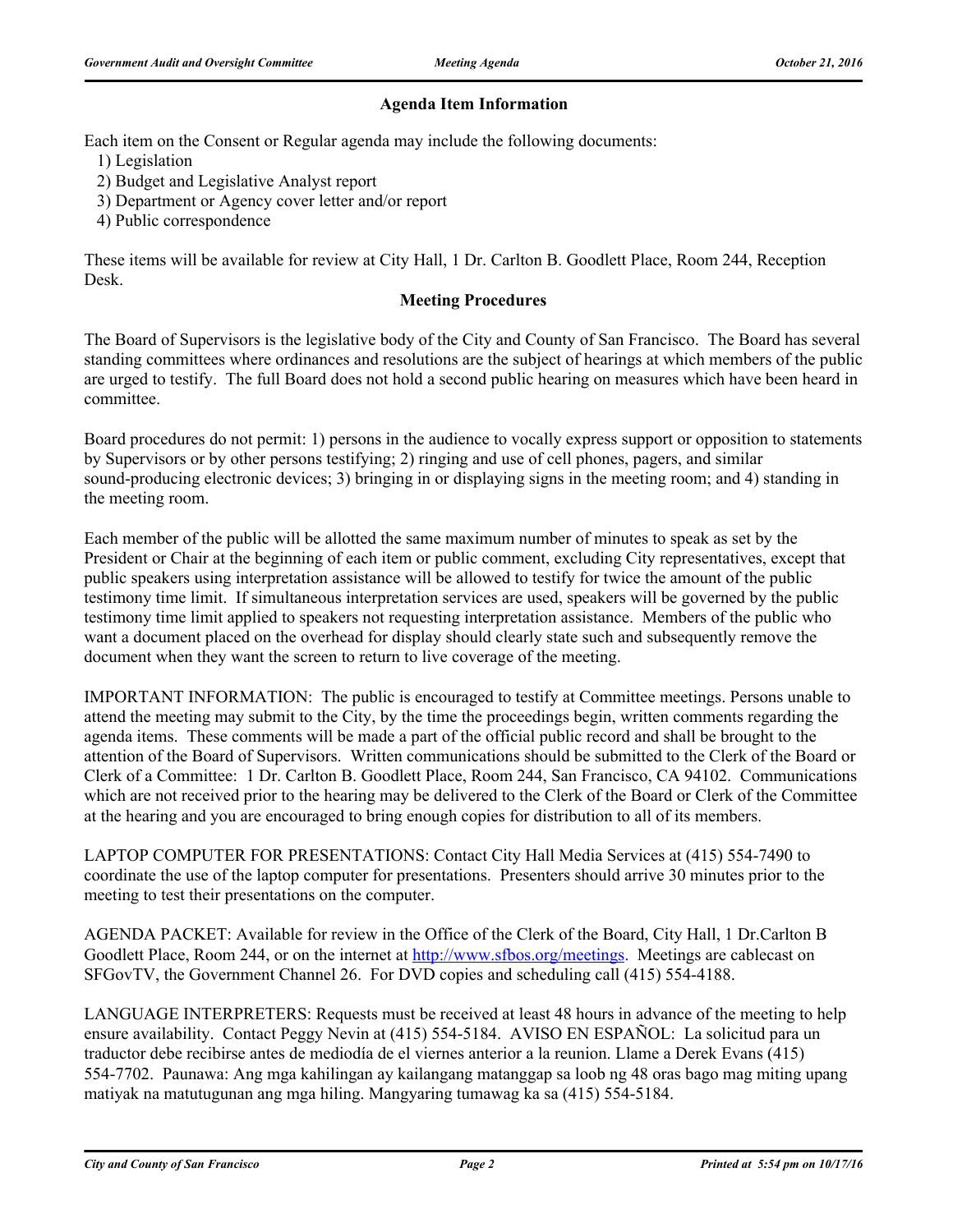## Agenda Item Information

Each item on the Consent or Regular agenda may include the following documents:

1) Legislation
2) Budget and Legislative Analyst report
3) Department or Agency cover letter and/or report
4) Public correspondence

These items will be available for review at City Hall, 1 Dr. Carlton B. Goodlett Place, Room 244, Reception Desk.

## Meeting Procedures

The Board of Supervisors is the legislative body of the City and County of San Francisco. The Board has several standing committees where ordinances and resolutions are the subject of hearings at which members of the public are urged to testify. The full Board does not hold a second public hearing on measures which have been heard in committee.

Board procedures do not permit: 1) persons in the audience to vocally express support or opposition to statements by Supervisors or by other persons testifying; 2) ringing and use of cell phones, pagers, and similar sound-producing electronic devices; 3) bringing in or displaying signs in the meeting room; and 4) standing in the meeting room.

Each member of the public will be allotted the same maximum number of minutes to speak as set by the President or Chair at the beginning of each item or public comment, excluding City representatives, except that public speakers using interpretation assistance will be allowed to testify for twice the amount of the public testimony time limit. If simultaneous interpretation services are used, speakers will be governed by the public testimony time limit applied to speakers not requesting interpretation assistance. Members of the public who want a document placed on the overhead for display should clearly state such and subsequently remove the document when they want the screen to return to live coverage of the meeting.

IMPORTANT INFORMATION: The public is encouraged to testify at Committee meetings. Persons unable to attend the meeting may submit to the City, by the time the proceedings begin, written comments regarding the agenda items. These comments will be made a part of the official public record and shall be brought to the attention of the Board of Supervisors. Written communications should be submitted to the Clerk of the Board or Clerk of a Committee: 1 Dr. Carlton B. Goodlett Place, Room 244, San Francisco, CA 94102. Communications which are not received prior to the hearing may be delivered to the Clerk of the Board or Clerk of the Committee at the hearing and you are encouraged to bring enough copies for distribution to all of its members.

LAPTOP COMPUTER FOR PRESENTATIONS: Contact City Hall Media Services at (415) 554-7490 to coordinate the use of the laptop computer for presentations. Presenters should arrive 30 minutes prior to the meeting to test their presentations on the computer.

AGENDA PACKET: Available for review in the Office of the Clerk of the Board, City Hall, 1 Dr.Carlton B Goodlett Place, Room 244, or on the internet at http://www.sfbos.org/meetings. Meetings are cablecast on SFGovTV, the Government Channel 26. For DVD copies and scheduling call (415) 554-4188.

LANGUAGE INTERPRETERS: Requests must be received at least 48 hours in advance of the meeting to help ensure availability. Contact Peggy Nevin at (415) 554-5184. AVISO EN ESPAÑOL: La solicitud para un traductor debe recibirse antes de mediodía de el viernes anterior a la reunion. Llame a Derek Evans (415) 554-7702. Paunawa: Ang mga kahilingan ay kailangang matanggap sa loob ng 48 oras bago mag miting upang matiyak na matutugunan ang mga hiling. Mangyaring tumawag ka sa (415) 554-5184.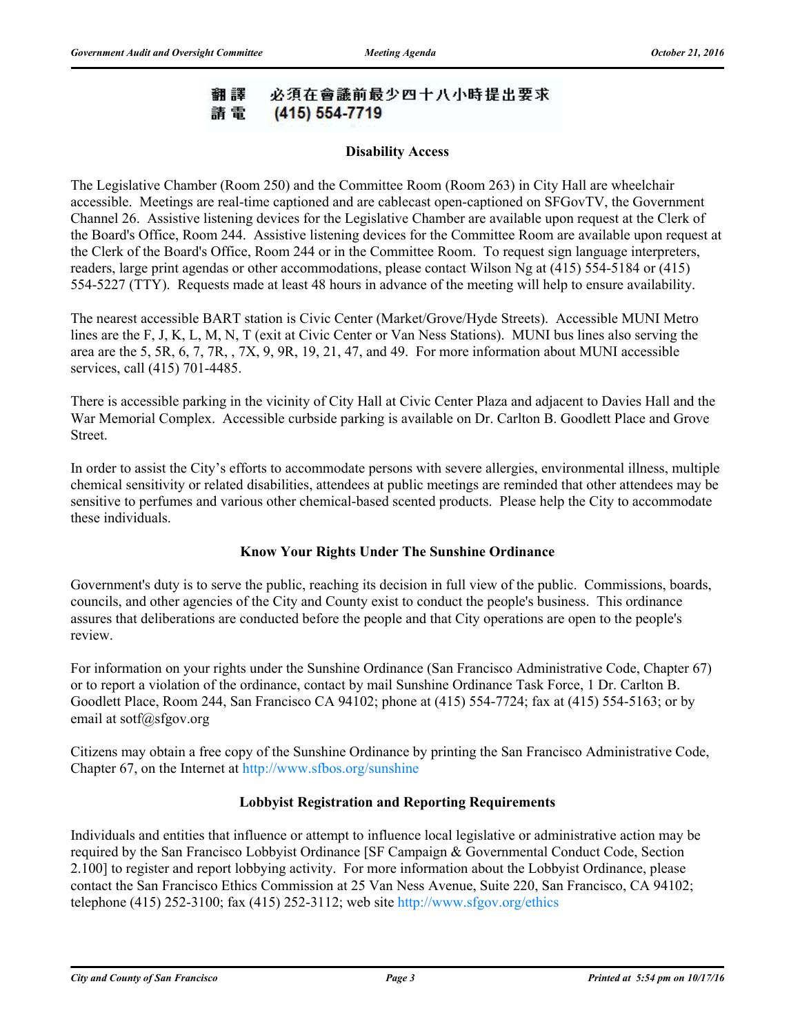翻譯　必須在會議前最少四十八小時提出要求
請電　(415) 554-7719

## Disability Access

The Legislative Chamber (Room 250) and the Committee Room (Room 263) in City Hall are wheelchair accessible. Meetings are real-time captioned and are cablecast open-captioned on SFGovTV, the Government Channel 26. Assistive listening devices for the Legislative Chamber are available upon request at the Clerk of the Board's Office, Room 244. Assistive listening devices for the Committee Room are available upon request at the Clerk of the Board's Office, Room 244 or in the Committee Room. To request sign language interpreters, readers, large print agendas or other accommodations, please contact Wilson Ng at (415) 554-5184 or (415) 554-5227 (TTY). Requests made at least 48 hours in advance of the meeting will help to ensure availability.

The nearest accessible BART station is Civic Center (Market/Grove/Hyde Streets). Accessible MUNI Metro lines are the F, J, K, L, M, N, T (exit at Civic Center or Van Ness Stations). MUNI bus lines also serving the area are the 5, 5R, 6, 7, 7R, , 7X, 9, 9R, 19, 21, 47, and 49. For more information about MUNI accessible services, call (415) 701-4485.

There is accessible parking in the vicinity of City Hall at Civic Center Plaza and adjacent to Davies Hall and the War Memorial Complex. Accessible curbside parking is available on Dr. Carlton B. Goodlett Place and Grove Street.

In order to assist the City's efforts to accommodate persons with severe allergies, environmental illness, multiple chemical sensitivity or related disabilities, attendees at public meetings are reminded that other attendees may be sensitive to perfumes and various other chemical-based scented products. Please help the City to accommodate these individuals.

## Know Your Rights Under The Sunshine Ordinance

Government's duty is to serve the public, reaching its decision in full view of the public. Commissions, boards, councils, and other agencies of the City and County exist to conduct the people's business. This ordinance assures that deliberations are conducted before the people and that City operations are open to the people's review.

For information on your rights under the Sunshine Ordinance (San Francisco Administrative Code, Chapter 67) or to report a violation of the ordinance, contact by mail Sunshine Ordinance Task Force, 1 Dr. Carlton B. Goodlett Place, Room 244, San Francisco CA 94102; phone at (415) 554-7724; fax at (415) 554-5163; or by email at sotf@sfgov.org

Citizens may obtain a free copy of the Sunshine Ordinance by printing the San Francisco Administrative Code, Chapter 67, on the Internet at http://www.sfbos.org/sunshine

## Lobbyist Registration and Reporting Requirements

Individuals and entities that influence or attempt to influence local legislative or administrative action may be required by the San Francisco Lobbyist Ordinance [SF Campaign & Governmental Conduct Code, Section 2.100] to register and report lobbying activity. For more information about the Lobbyist Ordinance, please contact the San Francisco Ethics Commission at 25 Van Ness Avenue, Suite 220, San Francisco, CA 94102; telephone (415) 252-3100; fax (415) 252-3112; web site http://www.sfgov.org/ethics